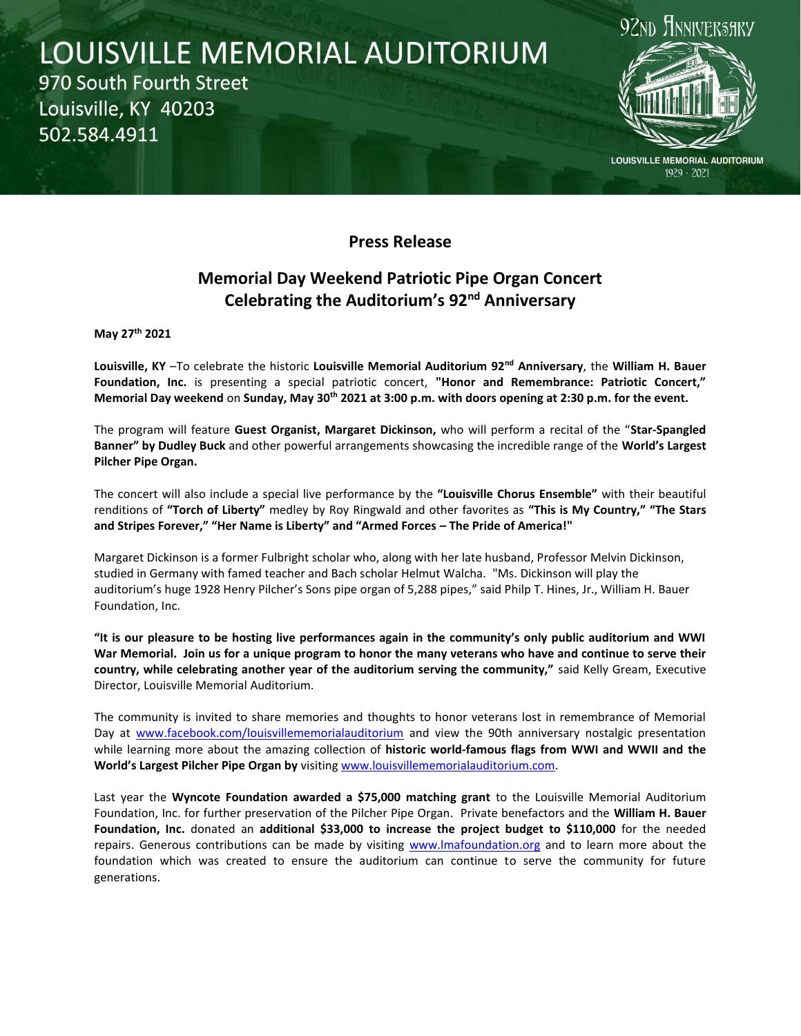# LOUISVILLE MEMORIAL AUDITORIUM

970 South Fourth Street
Louisville, KY 40203
502.584.4911

92ND ANNIVERSARY

LOUISVILLE MEMORIAL AUDITORIUM
1929 - 2021

## Press Release

## Memorial Day Weekend Patriotic Pipe Organ Concert
## Celebrating the Auditorium's 92nd Anniversary

**May 27th 2021**

**Louisville, KY** –To celebrate the historic **Louisville Memorial Auditorium 92nd Anniversary**, the **William H. Bauer Foundation, Inc.** is presenting a special patriotic concert, **"Honor and Remembrance: Patriotic Concert," Memorial Day weekend** on **Sunday, May 30th 2021 at 3:00 p.m. with doors opening at 2:30 p.m. for the event.**

The program will feature **Guest Organist, Margaret Dickinson,** who will perform a recital of the "**Star-Spangled Banner" by Dudley Buck** and other powerful arrangements showcasing the incredible range of the **World's Largest Pilcher Pipe Organ.**

The concert will also include a special live performance by the **"Louisville Chorus Ensemble"** with their beautiful renditions of **"Torch of Liberty"** medley by Roy Ringwald and other favorites as **"This is My Country," "The Stars and Stripes Forever," "Her Name is Liberty" and "Armed Forces – The Pride of America!"**

Margaret Dickinson is a former Fulbright scholar who, along with her late husband, Professor Melvin Dickinson, studied in Germany with famed teacher and Bach scholar Helmut Walcha. "Ms. Dickinson will play the auditorium's huge 1928 Henry Pilcher's Sons pipe organ of 5,288 pipes," said Philp T. Hines, Jr., William H. Bauer Foundation, Inc.

**"It is our pleasure to be hosting live performances again in the community's only public auditorium and WWI War Memorial. Join us for a unique program to honor the many veterans who have and continue to serve their country, while celebrating another year of the auditorium serving the community,"** said Kelly Gream, Executive Director, Louisville Memorial Auditorium.

The community is invited to share memories and thoughts to honor veterans lost in remembrance of Memorial Day at www.facebook.com/louisvillememorialauditorium and view the 90th anniversary nostalgic presentation while learning more about the amazing collection of **historic world-famous flags from WWI and WWII and the World's Largest Pilcher Pipe Organ by** visiting www.louisvillememorialauditorium.com.

Last year the **Wyncote Foundation awarded a $75,000 matching grant** to the Louisville Memorial Auditorium Foundation, Inc. for further preservation of the Pilcher Pipe Organ. Private benefactors and the **William H. Bauer Foundation, Inc.** donated an **additional $33,000 to increase the project budget to $110,000** for the needed repairs. Generous contributions can be made by visiting www.lmafoundation.org and to learn more about the foundation which was created to ensure the auditorium can continue to serve the community for future generations.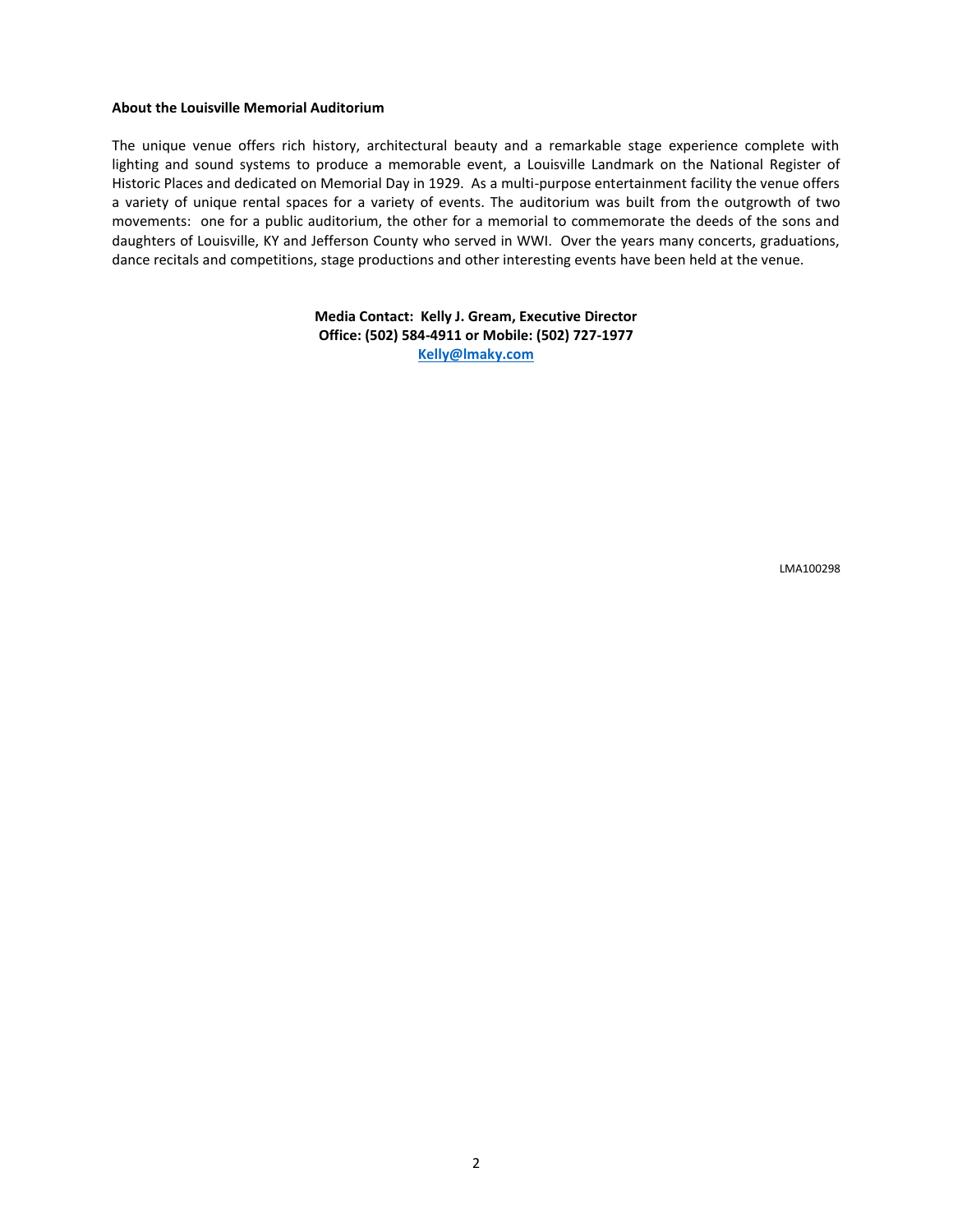**About the Louisville Memorial Auditorium**

The unique venue offers rich history, architectural beauty and a remarkable stage experience complete with lighting and sound systems to produce a memorable event, a Louisville Landmark on the National Register of Historic Places and dedicated on Memorial Day in 1929. As a multi-purpose entertainment facility the venue offers a variety of unique rental spaces for a variety of events. The auditorium was built from the outgrowth of two movements: one for a public auditorium, the other for a memorial to commemorate the deeds of the sons and daughters of Louisville, KY and Jefferson County who served in WWI. Over the years many concerts, graduations, dance recitals and competitions, stage productions and other interesting events have been held at the venue.

**Media Contact: Kelly J. Gream, Executive Director**
**Office: (502) 584-4911 or Mobile: (502) 727-1977**
**Kelly@lmaky.com**

LMA100298